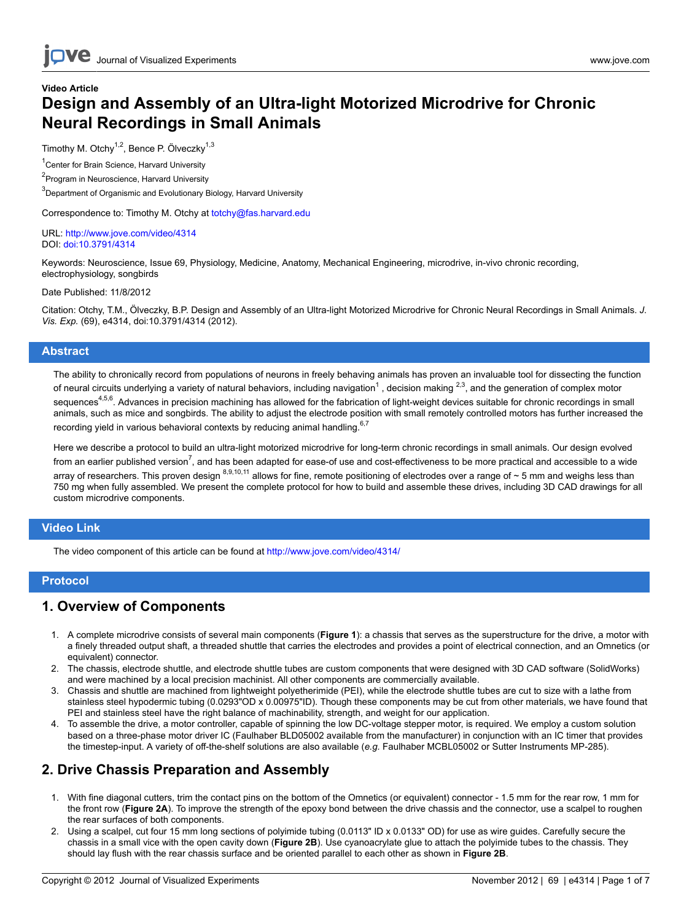Video Article

# Design and Assembly of an Ultra-light Motorized Microdrive for Chronic Neural Recordings in Small Animals

Timothy M. Otchy[1,2], Bence P. Ölveczky[1,3]

[1]Center for Brain Science, Harvard University

[2]Program in Neuroscience, Harvard University

[3]Department of Organismic and Evolutionary Biology, Harvard University

Correspondence to: Timothy M. Otchy at totchy@fas.harvard.edu

URL: http://www.jove.com/video/4314
DOI: doi:10.3791/4314

Keywords: Neuroscience, Issue 69, Physiology, Medicine, Anatomy, Mechanical Engineering, microdrive, in-vivo chronic recording, electrophysiology, songbirds

Date Published: 11/8/2012

Citation: Otchy, T.M., Ölveczky, B.P. Design and Assembly of an Ultra-light Motorized Microdrive for Chronic Neural Recordings in Small Animals. *J. Vis. Exp.* (69), e4314, doi:10.3791/4314 (2012).

## Abstract

The ability to chronically record from populations of neurons in freely behaving animals has proven an invaluable tool for dissecting the function of neural circuits underlying a variety of natural behaviors, including navigation[1], decision making [2,3], and the generation of complex motor sequences[4,5,6]. Advances in precision machining has allowed for the fabrication of light-weight devices suitable for chronic recordings in small animals, such as mice and songbirds. The ability to adjust the electrode position with small remotely controlled motors has further increased the recording yield in various behavioral contexts by reducing animal handling.[6,7]

Here we describe a protocol to build an ultra-light motorized microdrive for long-term chronic recordings in small animals. Our design evolved from an earlier published version[7], and has been adapted for ease-of use and cost-effectiveness to be more practical and accessible to a wide array of researchers. This proven design [8,9,10,11] allows for fine, remote positioning of electrodes over a range of ~ 5 mm and weighs less than 750 mg when fully assembled. We present the complete protocol for how to build and assemble these drives, including 3D CAD drawings for all custom microdrive components.

## Video Link

The video component of this article can be found at http://www.jove.com/video/4314/

## Protocol

## 1. Overview of Components

1. A complete microdrive consists of several main components (**Figure 1**): a chassis that serves as the superstructure for the drive, a motor with a finely threaded output shaft, a threaded shuttle that carries the electrodes and provides a point of electrical connection, and an Omnetics (or equivalent) connector.
2. The chassis, electrode shuttle, and electrode shuttle tubes are custom components that were designed with 3D CAD software (SolidWorks) and were machined by a local precision machinist. All other components are commercially available.
3. Chassis and shuttle are machined from lightweight polyetherimide (PEI), while the electrode shuttle tubes are cut to size with a lathe from stainless steel hypodermic tubing (0.0293"OD x 0.00975"ID). Though these components may be cut from other materials, we have found that PEI and stainless steel have the right balance of machinability, strength, and weight for our application.
4. To assemble the drive, a motor controller, capable of spinning the low DC-voltage stepper motor, is required. We employ a custom solution based on a three-phase motor driver IC (Faulhaber BLD05002 available from the manufacturer) in conjunction with an IC timer that provides the timestep-input. A variety of off-the-shelf solutions are also available (*e.g.* Faulhaber MCBL05002 or Sutter Instruments MP-285).

## 2. Drive Chassis Preparation and Assembly

1. With fine diagonal cutters, trim the contact pins on the bottom of the Omnetics (or equivalent) connector - 1.5 mm for the rear row, 1 mm for the front row (**Figure 2A**). To improve the strength of the epoxy bond between the drive chassis and the connector, use a scalpel to roughen the rear surfaces of both components.
2. Using a scalpel, cut four 15 mm long sections of polyimide tubing (0.0113" ID x 0.0133" OD) for use as wire guides. Carefully secure the chassis in a small vice with the open cavity down (**Figure 2B**). Use cyanoacrylate glue to attach the polyimide tubes to the chassis. They should lay flush with the rear chassis surface and be oriented parallel to each other as shown in **Figure 2B**.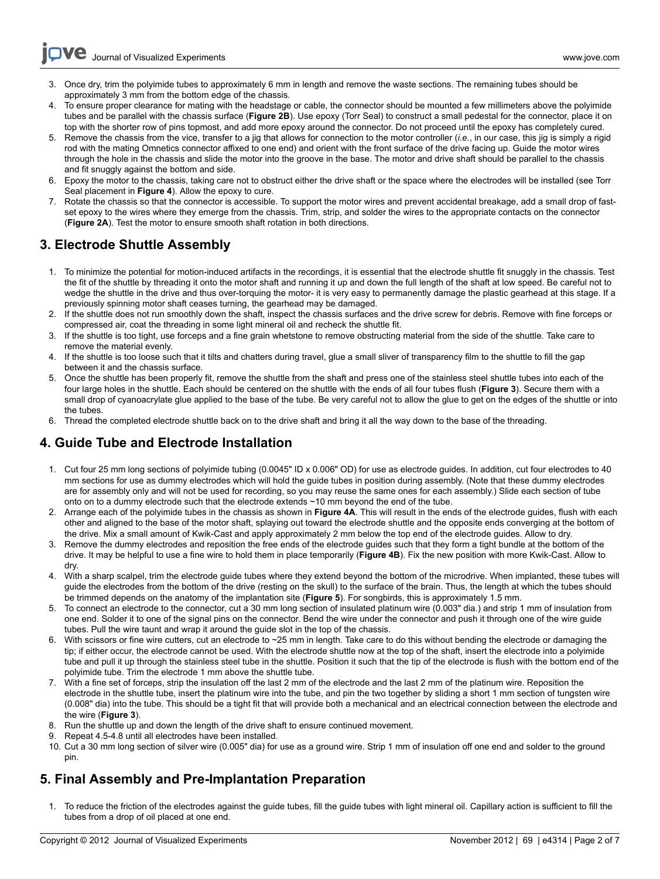3. Once dry, trim the polyimide tubes to approximately 6 mm in length and remove the waste sections. The remaining tubes should be approximately 3 mm from the bottom edge of the chassis.
4. To ensure proper clearance for mating with the headstage or cable, the connector should be mounted a few millimeters above the polyimide tubes and be parallel with the chassis surface (**Figure 2B**). Use epoxy (Torr Seal) to construct a small pedestal for the connector, place it on top with the shorter row of pins topmost, and add more epoxy around the connector. Do not proceed until the epoxy has completely cured.
5. Remove the chassis from the vice, transfer to a jig that allows for connection to the motor controller (*i.e.*, in our case, this jig is simply a rigid rod with the mating Omnetics connector affixed to one end) and orient with the front surface of the drive facing up. Guide the motor wires through the hole in the chassis and slide the motor into the groove in the base. The motor and drive shaft should be parallel to the chassis and fit snuggly against the bottom and side.
6. Epoxy the motor to the chassis, taking care not to obstruct either the drive shaft or the space where the electrodes will be installed (see Torr Seal placement in **Figure 4**). Allow the epoxy to cure.
7. Rotate the chassis so that the connector is accessible. To support the motor wires and prevent accidental breakage, add a small drop of fast-set epoxy to the wires where they emerge from the chassis. Trim, strip, and solder the wires to the appropriate contacts on the connector (**Figure 2A**). Test the motor to ensure smooth shaft rotation in both directions.

## 3. Electrode Shuttle Assembly

1. To minimize the potential for motion-induced artifacts in the recordings, it is essential that the electrode shuttle fit snuggly in the chassis. Test the fit of the shuttle by threading it onto the motor shaft and running it up and down the full length of the shaft at low speed. Be careful not to wedge the shuttle in the drive and thus over-torquing the motor- it is very easy to permanently damage the plastic gearhead at this stage. If a previously spinning motor shaft ceases turning, the gearhead may be damaged.
2. If the shuttle does not run smoothly down the shaft, inspect the chassis surfaces and the drive screw for debris. Remove with fine forceps or compressed air, coat the threading in some light mineral oil and recheck the shuttle fit.
3. If the shuttle is too tight, use forceps and a fine grain whetstone to remove obstructing material from the side of the shuttle. Take care to remove the material evenly.
4. If the shuttle is too loose such that it tilts and chatters during travel, glue a small sliver of transparency film to the shuttle to fill the gap between it and the chassis surface.
5. Once the shuttle has been properly fit, remove the shuttle from the shaft and press one of the stainless steel shuttle tubes into each of the four large holes in the shuttle. Each should be centered on the shuttle with the ends of all four tubes flush (**Figure 3**). Secure them with a small drop of cyanoacrylate glue applied to the base of the tube. Be very careful not to allow the glue to get on the edges of the shuttle or into the tubes.
6. Thread the completed electrode shuttle back on to the drive shaft and bring it all the way down to the base of the threading.

## 4. Guide Tube and Electrode Installation

1. Cut four 25 mm long sections of polyimide tubing (0.0045" ID x 0.006" OD) for use as electrode guides. In addition, cut four electrodes to 40 mm sections for use as dummy electrodes which will hold the guide tubes in position during assembly. (Note that these dummy electrodes are for assembly only and will not be used for recording, so you may reuse the same ones for each assembly.) Slide each section of tube onto on to a dummy electrode such that the electrode extends ~10 mm beyond the end of the tube.
2. Arrange each of the polyimide tubes in the chassis as shown in **Figure 4A**. This will result in the ends of the electrode guides, flush with each other and aligned to the base of the motor shaft, splaying out toward the electrode shuttle and the opposite ends converging at the bottom of the drive. Mix a small amount of Kwik-Cast and apply approximately 2 mm below the top end of the electrode guides. Allow to dry.
3. Remove the dummy electrodes and reposition the free ends of the electrode guides such that they form a tight bundle at the bottom of the drive. It may be helpful to use a fine wire to hold them in place temporarily (**Figure 4B**). Fix the new position with more Kwik-Cast. Allow to dry.
4. With a sharp scalpel, trim the electrode guide tubes where they extend beyond the bottom of the microdrive. When implanted, these tubes will guide the electrodes from the bottom of the drive (resting on the skull) to the surface of the brain. Thus, the length at which the tubes should be trimmed depends on the anatomy of the implantation site (**Figure 5**). For songbirds, this is approximately 1.5 mm.
5. To connect an electrode to the connector, cut a 30 mm long section of insulated platinum wire (0.003" dia.) and strip 1 mm of insulation from one end. Solder it to one of the signal pins on the connector. Bend the wire under the connector and push it through one of the wire guide tubes. Pull the wire taunt and wrap it around the guide slot in the top of the chassis.
6. With scissors or fine wire cutters, cut an electrode to ~25 mm in length. Take care to do this without bending the electrode or damaging the tip; if either occur, the electrode cannot be used. With the electrode shuttle now at the top of the shaft, insert the electrode into a polyimide tube and pull it up through the stainless steel tube in the shuttle. Position it such that the tip of the electrode is flush with the bottom end of the polyimide tube. Trim the electrode 1 mm above the shuttle tube.
7. With a fine set of forceps, strip the insulation off the last 2 mm of the electrode and the last 2 mm of the platinum wire. Reposition the electrode in the shuttle tube, insert the platinum wire into the tube, and pin the two together by sliding a short 1 mm section of tungsten wire (0.008" dia) into the tube. This should be a tight fit that will provide both a mechanical and an electrical connection between the electrode and the wire (**Figure 3**).
8. Run the shuttle up and down the length of the drive shaft to ensure continued movement.
9. Repeat 4.5-4.8 until all electrodes have been installed.
10. Cut a 30 mm long section of silver wire (0.005" dia) for use as a ground wire. Strip 1 mm of insulation off one end and solder to the ground pin.

## 5. Final Assembly and Pre-Implantation Preparation

1. To reduce the friction of the electrodes against the guide tubes, fill the guide tubes with light mineral oil. Capillary action is sufficient to fill the tubes from a drop of oil placed at one end.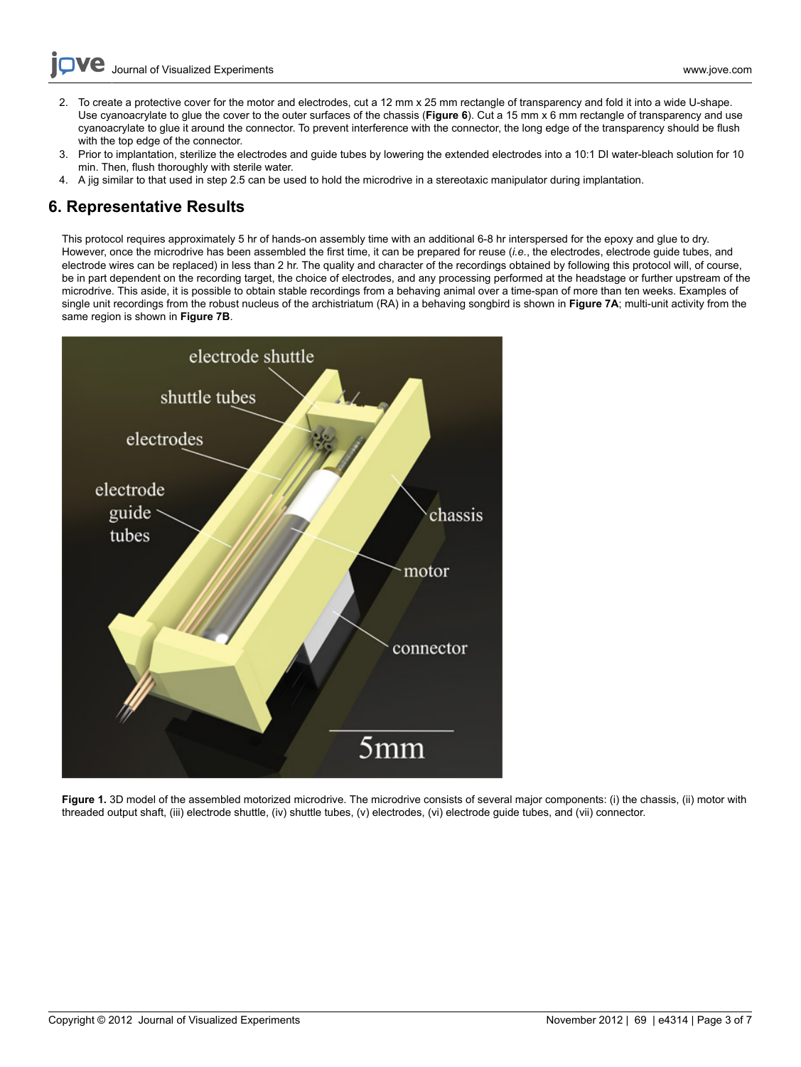2. To create a protective cover for the motor and electrodes, cut a 12 mm x 25 mm rectangle of transparency and fold it into a wide U-shape. Use cyanoacrylate to glue the cover to the outer surfaces of the chassis (**Figure 6**). Cut a 15 mm x 6 mm rectangle of transparency and use cyanoacrylate to glue it around the connector. To prevent interference with the connector, the long edge of the transparency should be flush with the top edge of the connector.
3. Prior to implantation, sterilize the electrodes and guide tubes by lowering the extended electrodes into a 10:1 DI water-bleach solution for 10 min. Then, flush thoroughly with sterile water.
4. A jig similar to that used in step 2.5 can be used to hold the microdrive in a stereotaxic manipulator during implantation.

## 6. Representative Results

This protocol requires approximately 5 hr of hands-on assembly time with an additional 6-8 hr interspersed for the epoxy and glue to dry. However, once the microdrive has been assembled the first time, it can be prepared for reuse (*i.e.*, the electrodes, electrode guide tubes, and electrode wires can be replaced) in less than 2 hr. The quality and character of the recordings obtained by following this protocol will, of course, be in part dependent on the recording target, the choice of electrodes, and any processing performed at the headstage or further upstream of the microdrive. This aside, it is possible to obtain stable recordings from a behaving animal over a time-span of more than ten weeks. Examples of single unit recordings from the robust nucleus of the archistriatum (RA) in a behaving songbird is shown in **Figure 7A**; multi-unit activity from the same region is shown in **Figure 7B**.

**Figure 1.** 3D model of the assembled motorized microdrive. The microdrive consists of several major components: (i) the chassis, (ii) motor with threaded output shaft, (iii) electrode shuttle, (iv) shuttle tubes, (v) electrodes, (vi) electrode guide tubes, and (vii) connector.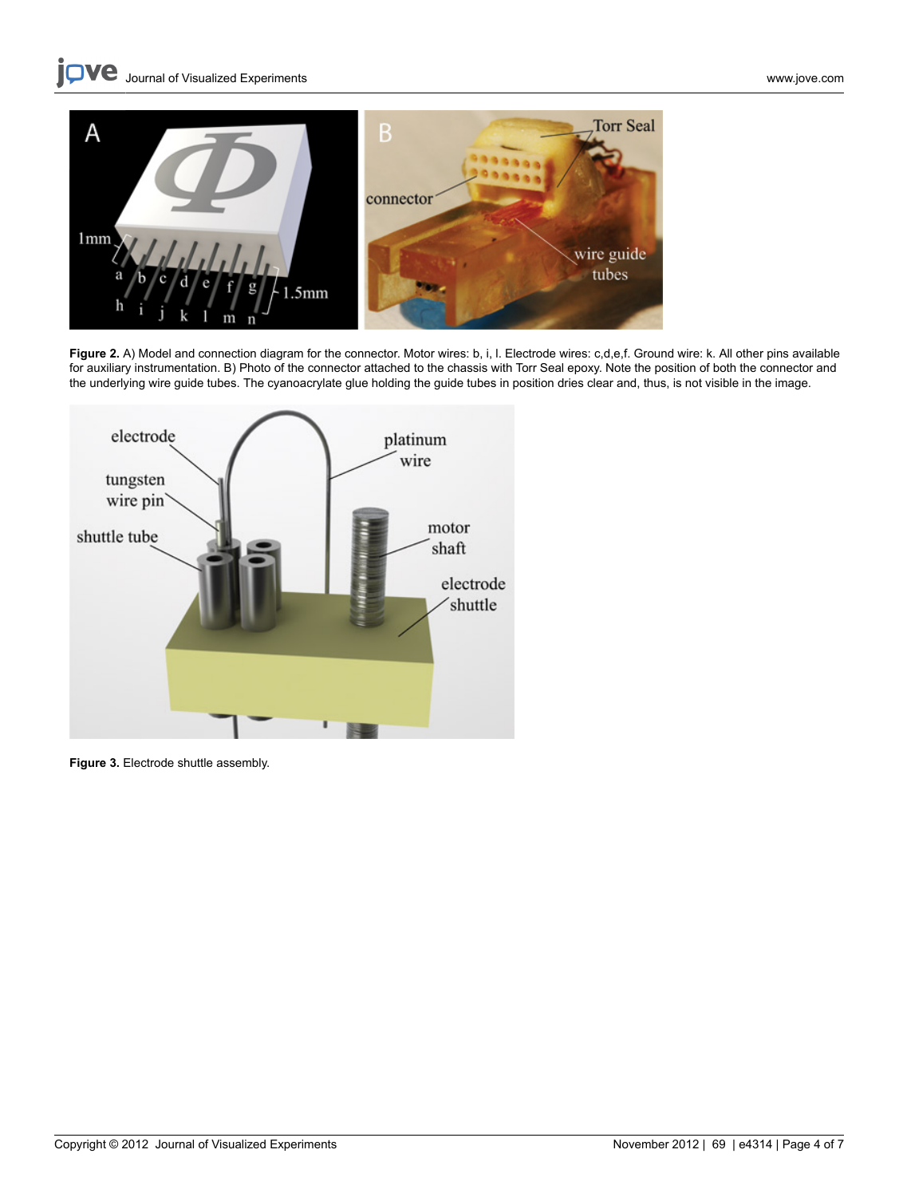**Figure 2.** A) Model and connection diagram for the connector. Motor wires: b, i, l. Electrode wires: c,d,e,f. Ground wire: k. All other pins available for auxiliary instrumentation. B) Photo of the connector attached to the chassis with Torr Seal epoxy. Note the position of both the connector and the underlying wire guide tubes. The cyanoacrylate glue holding the guide tubes in position dries clear and, thus, is not visible in the image.

**Figure 3.** Electrode shuttle assembly.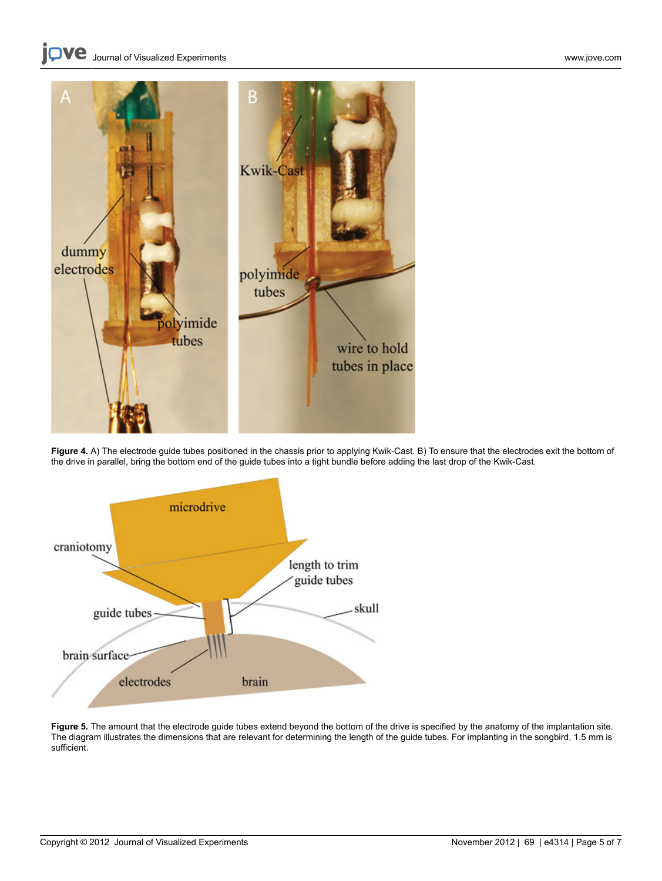**Figure 4.** A) The electrode guide tubes positioned in the chassis prior to applying Kwik-Cast. B) To ensure that the electrodes exit the bottom of the drive in parallel, bring the bottom end of the guide tubes into a tight bundle before adding the last drop of the Kwik-Cast.

**Figure 5.** The amount that the electrode guide tubes extend beyond the bottom of the drive is specified by the anatomy of the implantation site. The diagram illustrates the dimensions that are relevant for determining the length of the guide tubes. For implanting in the songbird, 1.5 mm is sufficient.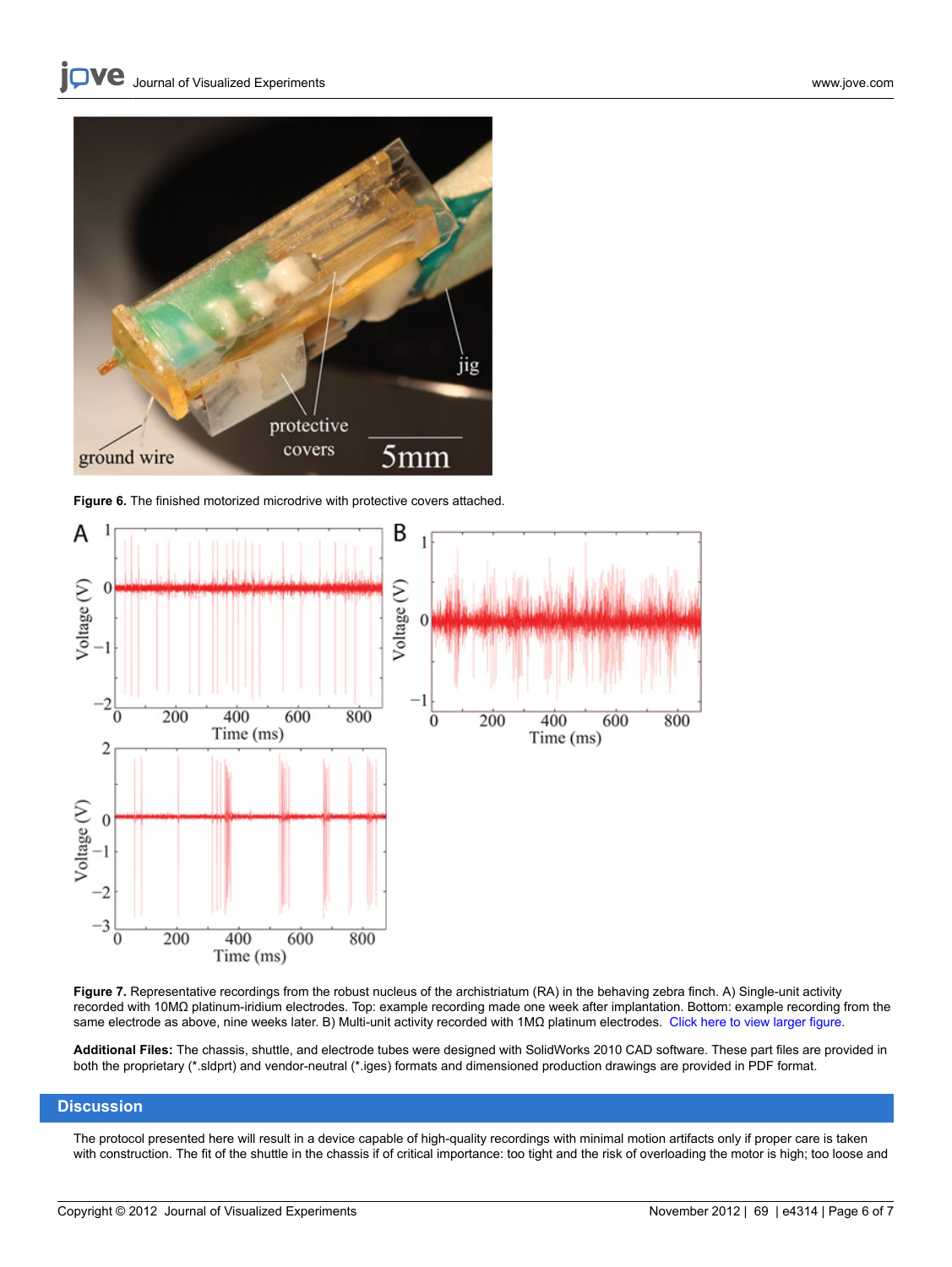**Figure 6.** The finished motorized microdrive with protective covers attached.

**Figure 7.** Representative recordings from the robust nucleus of the archistriatum (RA) in the behaving zebra finch. A) Single-unit activity recorded with 10MΩ platinum-iridium electrodes. Top: example recording made one week after implantation. Bottom: example recording from the same electrode as above, nine weeks later. B) Multi-unit activity recorded with 1MΩ platinum electrodes. Click here to view larger figure.

**Additional Files:** The chassis, shuttle, and electrode tubes were designed with SolidWorks 2010 CAD software. These part files are provided in both the proprietary (*.sldprt) and vendor-neutral (*.iges) formats and dimensioned production drawings are provided in PDF format.

## Discussion

The protocol presented here will result in a device capable of high-quality recordings with minimal motion artifacts only if proper care is taken with construction. The fit of the shuttle in the chassis if of critical importance: too tight and the risk of overloading the motor is high; too loose and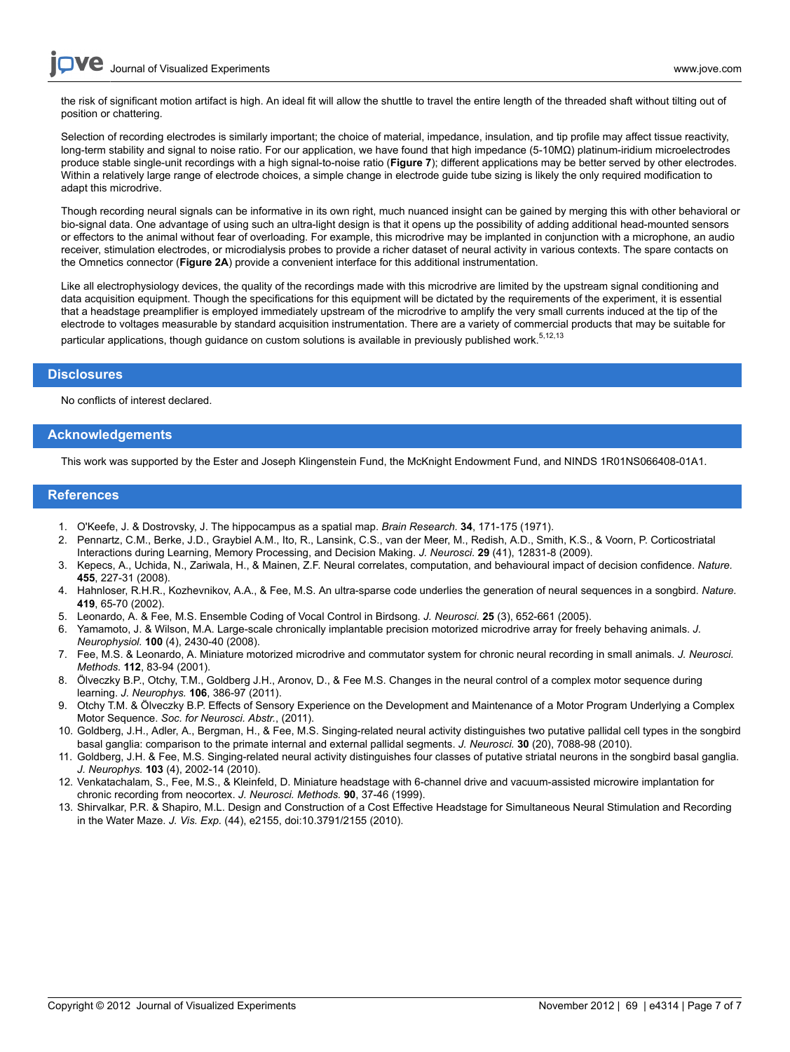the risk of significant motion artifact is high. An ideal fit will allow the shuttle to travel the entire length of the threaded shaft without tilting out of position or chattering.

Selection of recording electrodes is similarly important; the choice of material, impedance, insulation, and tip profile may affect tissue reactivity, long-term stability and signal to noise ratio. For our application, we have found that high impedance (5-10MΩ) platinum-iridium microelectrodes produce stable single-unit recordings with a high signal-to-noise ratio (**Figure 7**); different applications may be better served by other electrodes. Within a relatively large range of electrode choices, a simple change in electrode guide tube sizing is likely the only required modification to adapt this microdrive.

Though recording neural signals can be informative in its own right, much nuanced insight can be gained by merging this with other behavioral or bio-signal data. One advantage of using such an ultra-light design is that it opens up the possibility of adding additional head-mounted sensors or effectors to the animal without fear of overloading. For example, this microdrive may be implanted in conjunction with a microphone, an audio receiver, stimulation electrodes, or microdialysis probes to provide a richer dataset of neural activity in various contexts. The spare contacts on the Omnetics connector (**Figure 2A**) provide a convenient interface for this additional instrumentation.

Like all electrophysiology devices, the quality of the recordings made with this microdrive are limited by the upstream signal conditioning and data acquisition equipment. Though the specifications for this equipment will be dictated by the requirements of the experiment, it is essential that a headstage preamplifier is employed immediately upstream of the microdrive to amplify the very small currents induced at the tip of the electrode to voltages measurable by standard acquisition instrumentation. There are a variety of commercial products that may be suitable for particular applications, though guidance on custom solutions is available in previously published work.[5,12,13]

## Disclosures

No conflicts of interest declared.

## Acknowledgements

This work was supported by the Ester and Joseph Klingenstein Fund, the McKnight Endowment Fund, and NINDS 1R01NS066408-01A1.

## References

1. O'Keefe, J. & Dostrovsky, J. The hippocampus as a spatial map. *Brain Research.* **34**, 171-175 (1971).
2. Pennartz, C.M., Berke, J.D., Graybiel A.M., Ito, R., Lansink, C.S., van der Meer, M., Redish, A.D., Smith, K.S., & Voorn, P. Corticostriatal Interactions during Learning, Memory Processing, and Decision Making. *J. Neurosci.* **29** (41), 12831-8 (2009).
3. Kepecs, A., Uchida, N., Zariwala, H., & Mainen, Z.F. Neural correlates, computation, and behavioural impact of decision confidence. *Nature.* **455**, 227-31 (2008).
4. Hahnloser, R.H.R., Kozhevnikov, A.A., & Fee, M.S. An ultra-sparse code underlies the generation of neural sequences in a songbird. *Nature.* **419**, 65-70 (2002).
5. Leonardo, A. & Fee, M.S. Ensemble Coding of Vocal Control in Birdsong. *J. Neurosci.* **25** (3), 652-661 (2005).
6. Yamamoto, J. & Wilson, M.A. Large-scale chronically implantable precision motorized microdrive array for freely behaving animals. *J. Neurophysiol.* **100** (4), 2430-40 (2008).
7. Fee, M.S. & Leonardo, A. Miniature motorized microdrive and commutator system for chronic neural recording in small animals. *J. Neurosci. Methods.* **112**, 83-94 (2001).
8. Ölveczky B.P., Otchy, T.M., Goldberg J.H., Aronov, D., & Fee M.S. Changes in the neural control of a complex motor sequence during learning. *J. Neurophys.* **106**, 386-97 (2011).
9. Otchy T.M. & Ölveczky B.P. Effects of Sensory Experience on the Development and Maintenance of a Motor Program Underlying a Complex Motor Sequence. *Soc. for Neurosci. Abstr.*, (2011).
10. Goldberg, J.H., Adler, A., Bergman, H., & Fee, M.S. Singing-related neural activity distinguishes two putative pallidal cell types in the songbird basal ganglia: comparison to the primate internal and external pallidal segments. *J. Neurosci.* **30** (20), 7088-98 (2010).
11. Goldberg, J.H. & Fee, M.S. Singing-related neural activity distinguishes four classes of putative striatal neurons in the songbird basal ganglia. *J. Neurophys.* **103** (4), 2002-14 (2010).
12. Venkatachalam, S., Fee, M.S., & Kleinfeld, D. Miniature headstage with 6-channel drive and vacuum-assisted microwire implantation for chronic recording from neocortex. *J. Neurosci. Methods.* **90**, 37-46 (1999).
13. Shirvalkar, P.R. & Shapiro, M.L. Design and Construction of a Cost Effective Headstage for Simultaneous Neural Stimulation and Recording in the Water Maze. *J. Vis. Exp.* (44), e2155, doi:10.3791/2155 (2010).